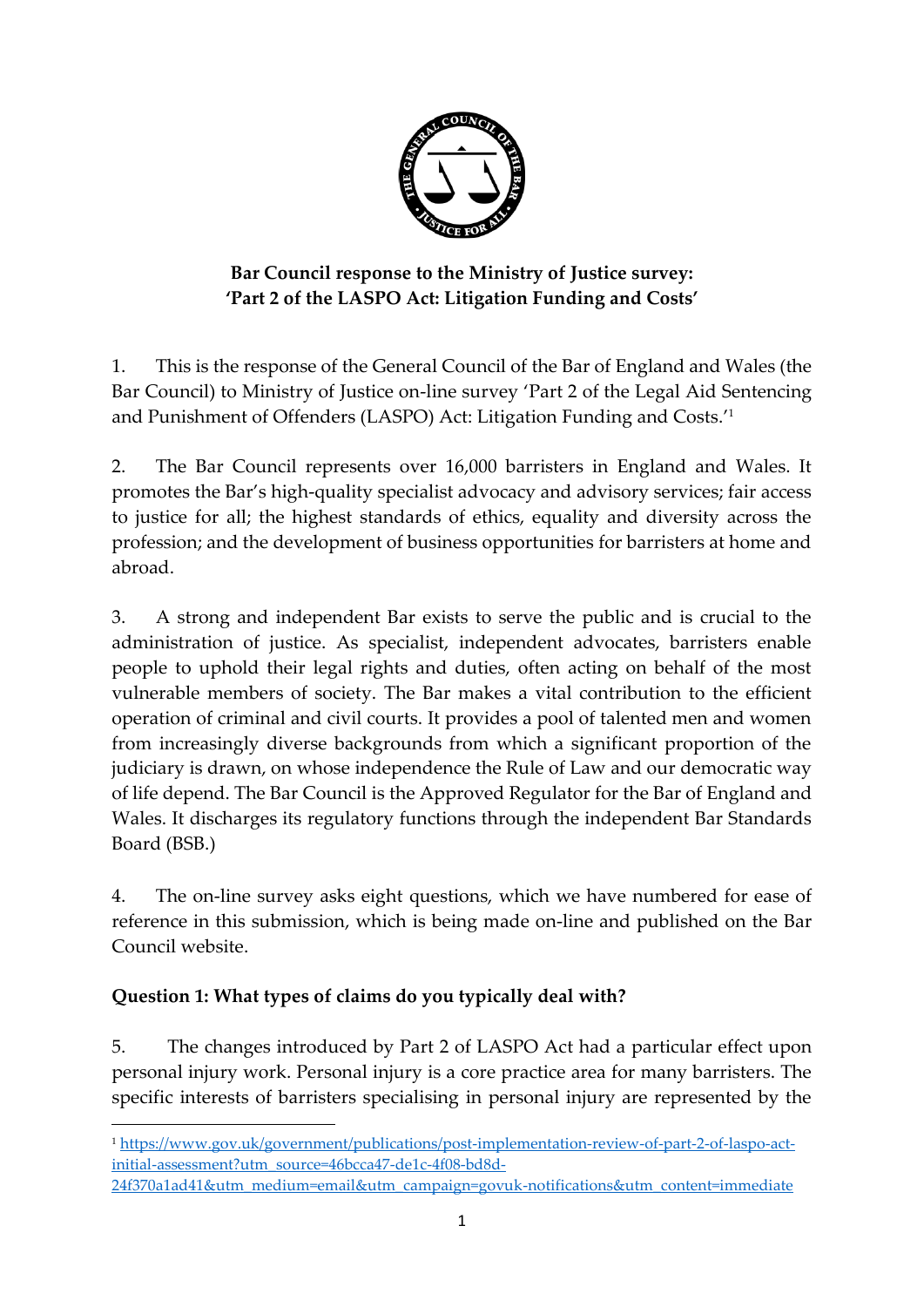**Bar Council response to the Ministry of Justice survey: 'Part 2 of the LASPO Act: Litigation Funding and Costs'**

1. This is the response of the General Council of the Bar of England and Wales (the Bar Council) to Ministry of Justice on-line survey 'Part 2 of the Legal Aid Sentencing and Punishment of Offenders (LASPO) Act: Litigation Funding and Costs.'[1]

2. The Bar Council represents over 16,000 barristers in England and Wales. It promotes the Bar's high-quality specialist advocacy and advisory services; fair access to justice for all; the highest standards of ethics, equality and diversity across the profession; and the development of business opportunities for barristers at home and abroad.

3. A strong and independent Bar exists to serve the public and is crucial to the administration of justice. As specialist, independent advocates, barristers enable people to uphold their legal rights and duties, often acting on behalf of the most vulnerable members of society. The Bar makes a vital contribution to the efficient operation of criminal and civil courts. It provides a pool of talented men and women from increasingly diverse backgrounds from which a significant proportion of the judiciary is drawn, on whose independence the Rule of Law and our democratic way of life depend. The Bar Council is the Approved Regulator for the Bar of England and Wales. It discharges its regulatory functions through the independent Bar Standards Board (BSB.)

4. The on-line survey asks eight questions, which we have numbered for ease of reference in this submission, which is being made on-line and published on the Bar Council website.

**Question 1: What types of claims do you typically deal with?**

5. The changes introduced by Part 2 of LASPO Act had a particular effect upon personal injury work. Personal injury is a core practice area for many barristers. The specific interests of barristers specialising in personal injury are represented by the

[1] https://www.gov.uk/government/publications/post-implementation-review-of-part-2-of-laspo-act-initial-assessment?utm_source=46bcca47-de1c-4f08-bd8d-24f370a1ad41&utm_medium=email&utm_campaign=govuk-notifications&utm_content=immediate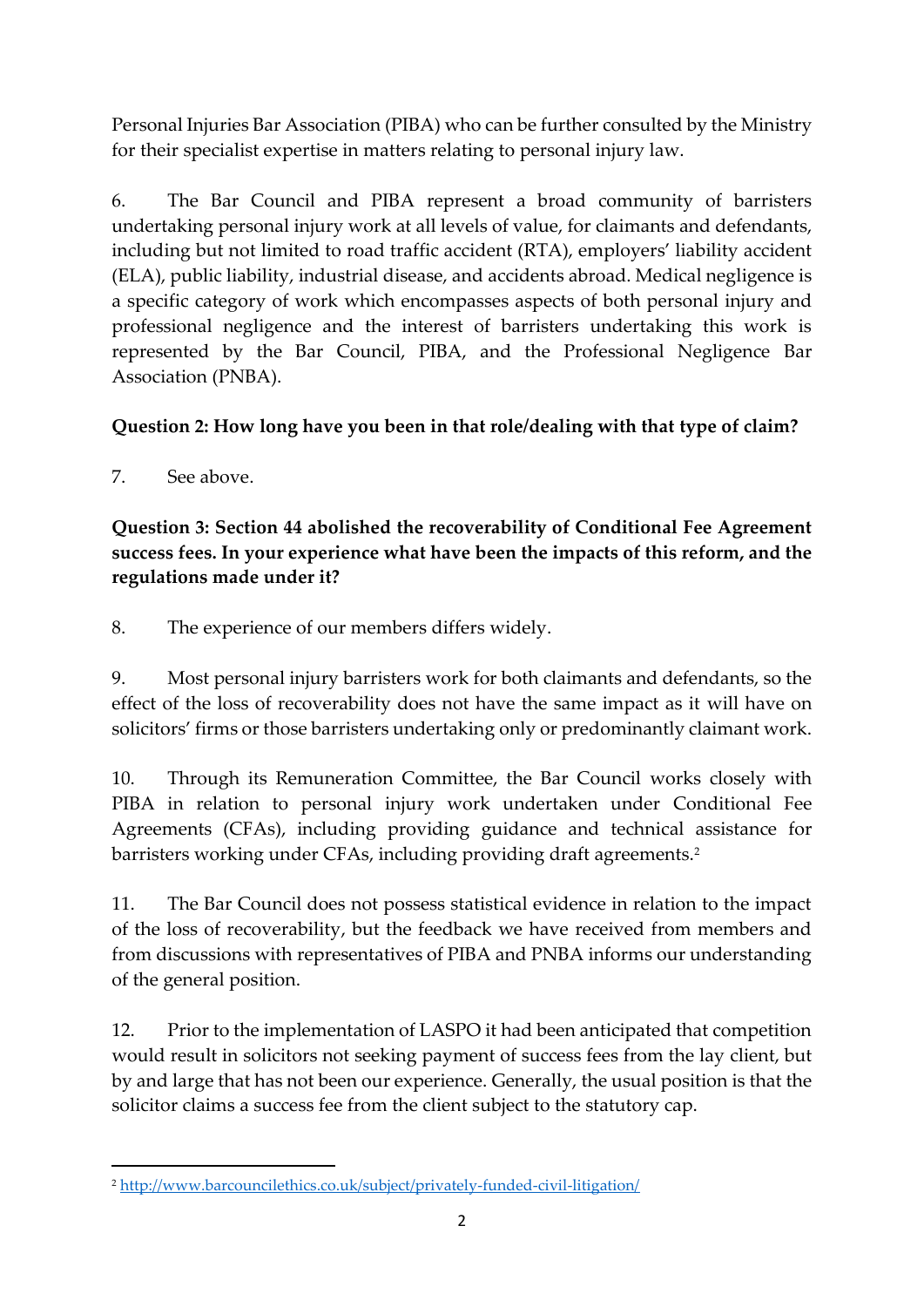Personal Injuries Bar Association (PIBA) who can be further consulted by the Ministry for their specialist expertise in matters relating to personal injury law.

6. The Bar Council and PIBA represent a broad community of barristers undertaking personal injury work at all levels of value, for claimants and defendants, including but not limited to road traffic accident (RTA), employers' liability accident (ELA), public liability, industrial disease, and accidents abroad. Medical negligence is a specific category of work which encompasses aspects of both personal injury and professional negligence and the interest of barristers undertaking this work is represented by the Bar Council, PIBA, and the Professional Negligence Bar Association (PNBA).

**Question 2: How long have you been in that role/dealing with that type of claim?**

7. See above.

**Question 3: Section 44 abolished the recoverability of Conditional Fee Agreement success fees. In your experience what have been the impacts of this reform, and the regulations made under it?**

8. The experience of our members differs widely.

9. Most personal injury barristers work for both claimants and defendants, so the effect of the loss of recoverability does not have the same impact as it will have on solicitors' firms or those barristers undertaking only or predominantly claimant work.

10. Through its Remuneration Committee, the Bar Council works closely with PIBA in relation to personal injury work undertaken under Conditional Fee Agreements (CFAs), including providing guidance and technical assistance for barristers working under CFAs, including providing draft agreements.[2]

11. The Bar Council does not possess statistical evidence in relation to the impact of the loss of recoverability, but the feedback we have received from members and from discussions with representatives of PIBA and PNBA informs our understanding of the general position.

12. Prior to the implementation of LASPO it had been anticipated that competition would result in solicitors not seeking payment of success fees from the lay client, but by and large that has not been our experience. Generally, the usual position is that the solicitor claims a success fee from the client subject to the statutory cap.

---

[2] http://www.barcouncilethics.co.uk/subject/privately-funded-civil-litigation/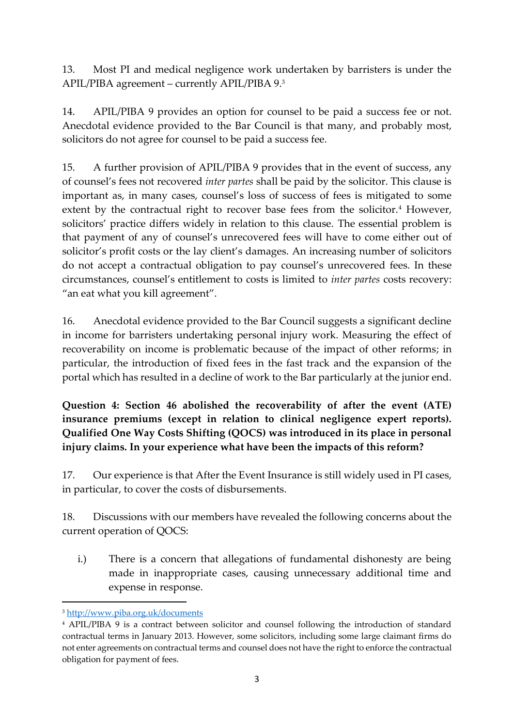13. Most PI and medical negligence work undertaken by barristers is under the APIL/PIBA agreement – currently APIL/PIBA 9.[3]

14. APIL/PIBA 9 provides an option for counsel to be paid a success fee or not. Anecdotal evidence provided to the Bar Council is that many, and probably most, solicitors do not agree for counsel to be paid a success fee.

15. A further provision of APIL/PIBA 9 provides that in the event of success, any of counsel's fees not recovered *inter partes* shall be paid by the solicitor. This clause is important as, in many cases, counsel's loss of success of fees is mitigated to some extent by the contractual right to recover base fees from the solicitor.[4] However, solicitors' practice differs widely in relation to this clause. The essential problem is that payment of any of counsel's unrecovered fees will have to come either out of solicitor's profit costs or the lay client's damages. An increasing number of solicitors do not accept a contractual obligation to pay counsel's unrecovered fees. In these circumstances, counsel's entitlement to costs is limited to *inter partes* costs recovery: "an eat what you kill agreement".

16. Anecdotal evidence provided to the Bar Council suggests a significant decline in income for barristers undertaking personal injury work. Measuring the effect of recoverability on income is problematic because of the impact of other reforms; in particular, the introduction of fixed fees in the fast track and the expansion of the portal which has resulted in a decline of work to the Bar particularly at the junior end.

**Question 4: Section 46 abolished the recoverability of after the event (ATE) insurance premiums (except in relation to clinical negligence expert reports). Qualified One Way Costs Shifting (QOCS) was introduced in its place in personal injury claims. In your experience what have been the impacts of this reform?**

17. Our experience is that After the Event Insurance is still widely used in PI cases, in particular, to cover the costs of disbursements.

18. Discussions with our members have revealed the following concerns about the current operation of QOCS:

i.) There is a concern that allegations of fundamental dishonesty are being made in inappropriate cases, causing unnecessary additional time and expense in response.

---

[3] http://www.piba.org.uk/documents

[4] APIL/PIBA 9 is a contract between solicitor and counsel following the introduction of standard contractual terms in January 2013. However, some solicitors, including some large claimant firms do not enter agreements on contractual terms and counsel does not have the right to enforce the contractual obligation for payment of fees.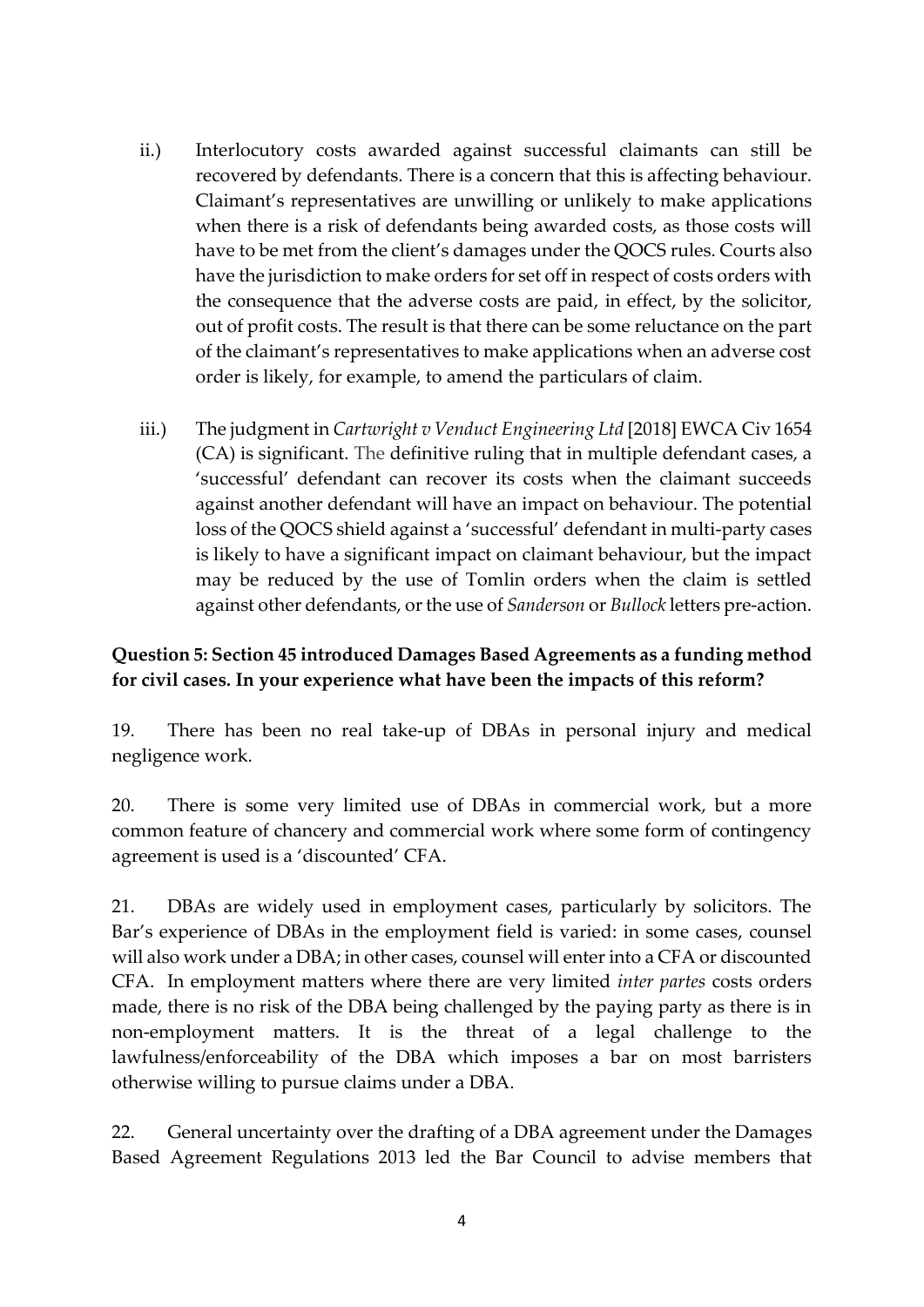ii.) Interlocutory costs awarded against successful claimants can still be recovered by defendants. There is a concern that this is affecting behaviour. Claimant's representatives are unwilling or unlikely to make applications when there is a risk of defendants being awarded costs, as those costs will have to be met from the client's damages under the QOCS rules. Courts also have the jurisdiction to make orders for set off in respect of costs orders with the consequence that the adverse costs are paid, in effect, by the solicitor, out of profit costs. The result is that there can be some reluctance on the part of the claimant's representatives to make applications when an adverse cost order is likely, for example, to amend the particulars of claim.

iii.) The judgment in *Cartwright v Venduct Engineering Ltd* [2018] EWCA Civ 1654 (CA) is significant. The definitive ruling that in multiple defendant cases, a 'successful' defendant can recover its costs when the claimant succeeds against another defendant will have an impact on behaviour. The potential loss of the QOCS shield against a 'successful' defendant in multi-party cases is likely to have a significant impact on claimant behaviour, but the impact may be reduced by the use of Tomlin orders when the claim is settled against other defendants, or the use of *Sanderson* or *Bullock* letters pre-action.

**Question 5: Section 45 introduced Damages Based Agreements as a funding method for civil cases. In your experience what have been the impacts of this reform?**

19. There has been no real take-up of DBAs in personal injury and medical negligence work.

20. There is some very limited use of DBAs in commercial work, but a more common feature of chancery and commercial work where some form of contingency agreement is used is a 'discounted' CFA.

21. DBAs are widely used in employment cases, particularly by solicitors. The Bar's experience of DBAs in the employment field is varied: in some cases, counsel will also work under a DBA; in other cases, counsel will enter into a CFA or discounted CFA. In employment matters where there are very limited *inter partes* costs orders made, there is no risk of the DBA being challenged by the paying party as there is in non-employment matters. It is the threat of a legal challenge to the lawfulness/enforceability of the DBA which imposes a bar on most barristers otherwise willing to pursue claims under a DBA.

22. General uncertainty over the drafting of a DBA agreement under the Damages Based Agreement Regulations 2013 led the Bar Council to advise members that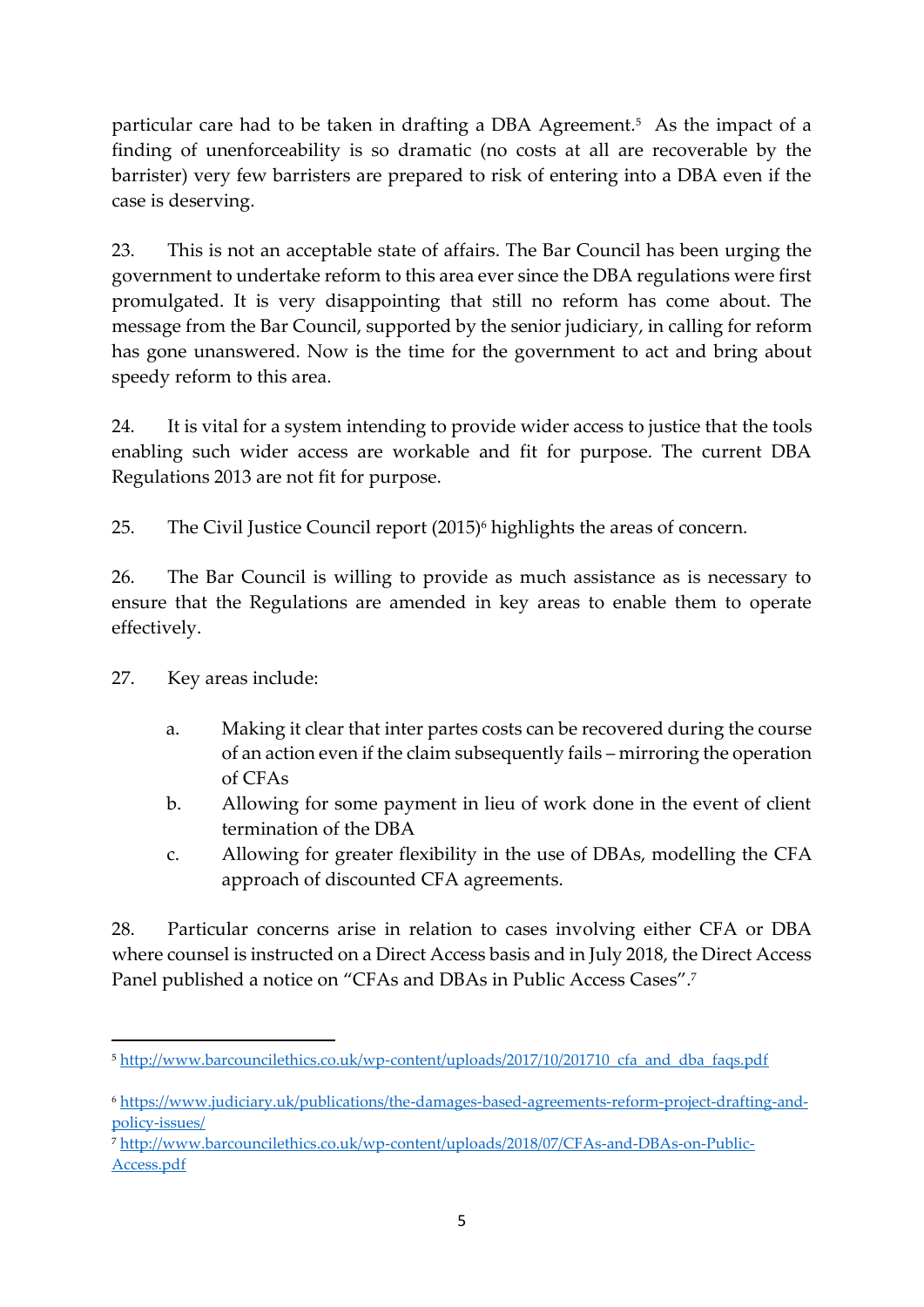particular care had to be taken in drafting a DBA Agreement.[5] As the impact of a finding of unenforceability is so dramatic (no costs at all are recoverable by the barrister) very few barristers are prepared to risk of entering into a DBA even if the case is deserving.

23. This is not an acceptable state of affairs. The Bar Council has been urging the government to undertake reform to this area ever since the DBA regulations were first promulgated. It is very disappointing that still no reform has come about. The message from the Bar Council, supported by the senior judiciary, in calling for reform has gone unanswered. Now is the time for the government to act and bring about speedy reform to this area.

24. It is vital for a system intending to provide wider access to justice that the tools enabling such wider access are workable and fit for purpose. The current DBA Regulations 2013 are not fit for purpose.

25. The Civil Justice Council report (2015)[6] highlights the areas of concern.

26. The Bar Council is willing to provide as much assistance as is necessary to ensure that the Regulations are amended in key areas to enable them to operate effectively.

27. Key areas include:

   a. Making it clear that inter partes costs can be recovered during the course of an action even if the claim subsequently fails – mirroring the operation of CFAs
   b. Allowing for some payment in lieu of work done in the event of client termination of the DBA
   c. Allowing for greater flexibility in the use of DBAs, modelling the CFA approach of discounted CFA agreements.

28. Particular concerns arise in relation to cases involving either CFA or DBA where counsel is instructed on a Direct Access basis and in July 2018, the Direct Access Panel published a notice on "CFAs and DBAs in Public Access Cases".[7]

---

[5] http://www.barcouncilethics.co.uk/wp-content/uploads/2017/10/201710_cfa_and_dba_faqs.pdf

[6] https://www.judiciary.uk/publications/the-damages-based-agreements-reform-project-drafting-and-policy-issues/

[7] http://www.barcouncilethics.co.uk/wp-content/uploads/2018/07/CFAs-and-DBAs-on-Public-Access.pdf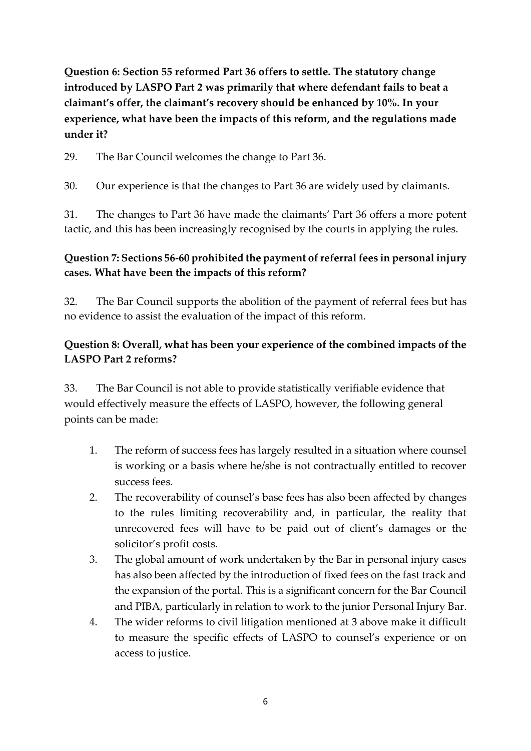**Question 6: Section 55 reformed Part 36 offers to settle. The statutory change introduced by LASPO Part 2 was primarily that where defendant fails to beat a claimant's offer, the claimant's recovery should be enhanced by 10%. In your experience, what have been the impacts of this reform, and the regulations made under it?**

29. The Bar Council welcomes the change to Part 36.

30. Our experience is that the changes to Part 36 are widely used by claimants.

31. The changes to Part 36 have made the claimants' Part 36 offers a more potent tactic, and this has been increasingly recognised by the courts in applying the rules.

**Question 7: Sections 56-60 prohibited the payment of referral fees in personal injury cases. What have been the impacts of this reform?**

32. The Bar Council supports the abolition of the payment of referral fees but has no evidence to assist the evaluation of the impact of this reform.

**Question 8: Overall, what has been your experience of the combined impacts of the LASPO Part 2 reforms?**

33. The Bar Council is not able to provide statistically verifiable evidence that would effectively measure the effects of LASPO, however, the following general points can be made:

1. The reform of success fees has largely resulted in a situation where counsel is working or a basis where he/she is not contractually entitled to recover success fees.
2. The recoverability of counsel's base fees has also been affected by changes to the rules limiting recoverability and, in particular, the reality that unrecovered fees will have to be paid out of client's damages or the solicitor's profit costs.
3. The global amount of work undertaken by the Bar in personal injury cases has also been affected by the introduction of fixed fees on the fast track and the expansion of the portal. This is a significant concern for the Bar Council and PIBA, particularly in relation to work to the junior Personal Injury Bar.
4. The wider reforms to civil litigation mentioned at 3 above make it difficult to measure the specific effects of LASPO to counsel's experience or on access to justice.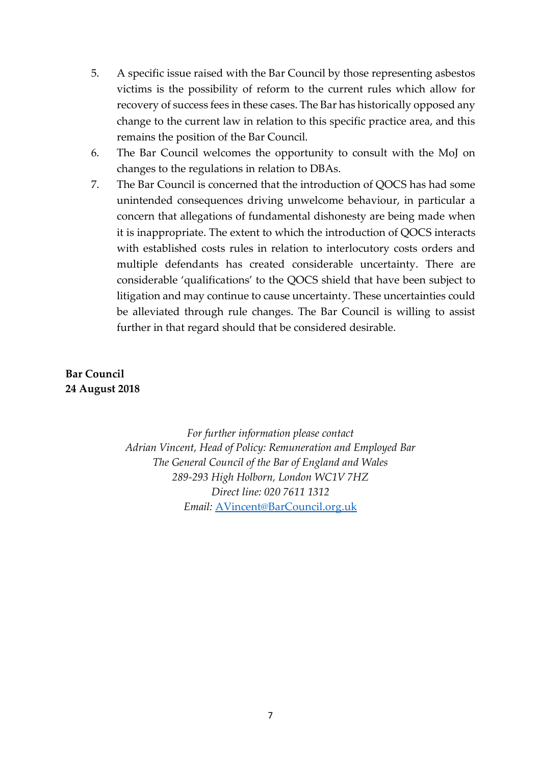5. A specific issue raised with the Bar Council by those representing asbestos victims is the possibility of reform to the current rules which allow for recovery of success fees in these cases. The Bar has historically opposed any change to the current law in relation to this specific practice area, and this remains the position of the Bar Council.
6. The Bar Council welcomes the opportunity to consult with the MoJ on changes to the regulations in relation to DBAs.
7. The Bar Council is concerned that the introduction of QOCS has had some unintended consequences driving unwelcome behaviour, in particular a concern that allegations of fundamental dishonesty are being made when it is inappropriate. The extent to which the introduction of QOCS interacts with established costs rules in relation to interlocutory costs orders and multiple defendants has created considerable uncertainty. There are considerable 'qualifications' to the QOCS shield that have been subject to litigation and may continue to cause uncertainty. These uncertainties could be alleviated through rule changes. The Bar Council is willing to assist further in that regard should that be considered desirable.

**Bar Council**
**24 August 2018**

*For further information please contact*
*Adrian Vincent, Head of Policy: Remuneration and Employed Bar*
*The General Council of the Bar of England and Wales*
*289-293 High Holborn, London WC1V 7HZ*
*Direct line: 020 7611 1312*
*Email:* AVincent@BarCouncil.org.uk